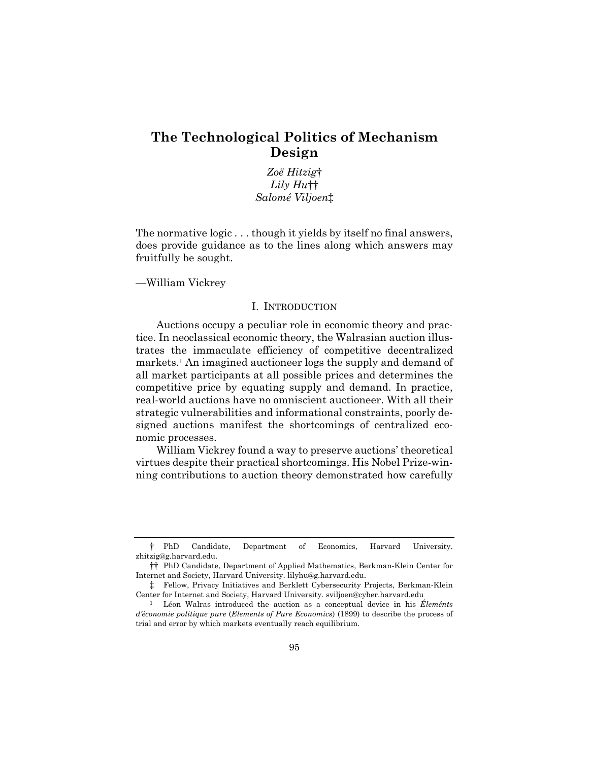# The Technological Politics of Mechanism Design

*Zoë Hitzig*†
*Lily Hu*††
*Salomé Viljoen*‡

The normative logic . . . though it yields by itself no final answers, does provide guidance as to the lines along which answers may fruitfully be sought.

—William Vickrey

## I. INTRODUCTION

Auctions occupy a peculiar role in economic theory and practice. In neoclassical economic theory, the Walrasian auction illustrates the immaculate efficiency of competitive decentralized markets.[1] An imagined auctioneer logs the supply and demand of all market participants at all possible prices and determines the competitive price by equating supply and demand. In practice, real-world auctions have no omniscient auctioneer. With all their strategic vulnerabilities and informational constraints, poorly designed auctions manifest the shortcomings of centralized economic processes.

William Vickrey found a way to preserve auctions' theoretical virtues despite their practical shortcomings. His Nobel Prize-winning contributions to auction theory demonstrated how carefully

---

† PhD Candidate, Department of Economics, Harvard University. zhitzig@g.harvard.edu.

†† PhD Candidate, Department of Applied Mathematics, Berkman-Klein Center for Internet and Society, Harvard University. lilyhu@g.harvard.edu.

‡ Fellow, Privacy Initiatives and Berklett Cybersecurity Projects, Berkman-Klein Center for Internet and Society, Harvard University. sviljoen@cyber.harvard.edu

[1] Léon Walras introduced the auction as a conceptual device in his *Éleménts d'économie politique pure* (*Elements of Pure Economics*) (1899) to describe the process of trial and error by which markets eventually reach equilibrium.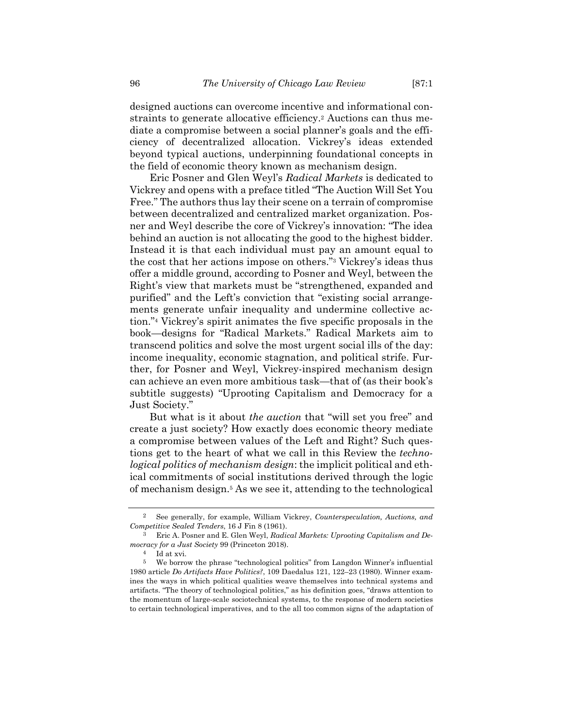designed auctions can overcome incentive and informational constraints to generate allocative efficiency.[2] Auctions can thus mediate a compromise between a social planner's goals and the efficiency of decentralized allocation. Vickrey's ideas extended beyond typical auctions, underpinning foundational concepts in the field of economic theory known as mechanism design.

Eric Posner and Glen Weyl's *Radical Markets* is dedicated to Vickrey and opens with a preface titled "The Auction Will Set You Free." The authors thus lay their scene on a terrain of compromise between decentralized and centralized market organization. Posner and Weyl describe the core of Vickrey's innovation: "The idea behind an auction is not allocating the good to the highest bidder. Instead it is that each individual must pay an amount equal to the cost that her actions impose on others."[3] Vickrey's ideas thus offer a middle ground, according to Posner and Weyl, between the Right's view that markets must be "strengthened, expanded and purified" and the Left's conviction that "existing social arrangements generate unfair inequality and undermine collective action."[4] Vickrey's spirit animates the five specific proposals in the book—designs for "Radical Markets." Radical Markets aim to transcend politics and solve the most urgent social ills of the day: income inequality, economic stagnation, and political strife. Further, for Posner and Weyl, Vickrey-inspired mechanism design can achieve an even more ambitious task—that of (as their book's subtitle suggests) "Uprooting Capitalism and Democracy for a Just Society."

But what is it about *the auction* that "will set you free" and create a just society? How exactly does economic theory mediate a compromise between values of the Left and Right? Such questions get to the heart of what we call in this Review the *technological politics of mechanism design*: the implicit political and ethical commitments of social institutions derived through the logic of mechanism design.[5] As we see it, attending to the technological

---

[2] See generally, for example, William Vickrey, *Counterspeculation, Auctions, and Competitive Sealed Tenders*, 16 J Fin 8 (1961).

[3] Eric A. Posner and E. Glen Weyl, *Radical Markets: Uprooting Capitalism and Democracy for a Just Society* 99 (Princeton 2018).

[4] Id at xvi.

[5] We borrow the phrase "technological politics" from Langdon Winner's influential 1980 article *Do Artifacts Have Politics?*, 109 Daedalus 121, 122–23 (1980). Winner examines the ways in which political qualities weave themselves into technical systems and artifacts. "The theory of technological politics," as his definition goes, "draws attention to the momentum of large-scale sociotechnical systems, to the response of modern societies to certain technological imperatives, and to the all too common signs of the adaptation of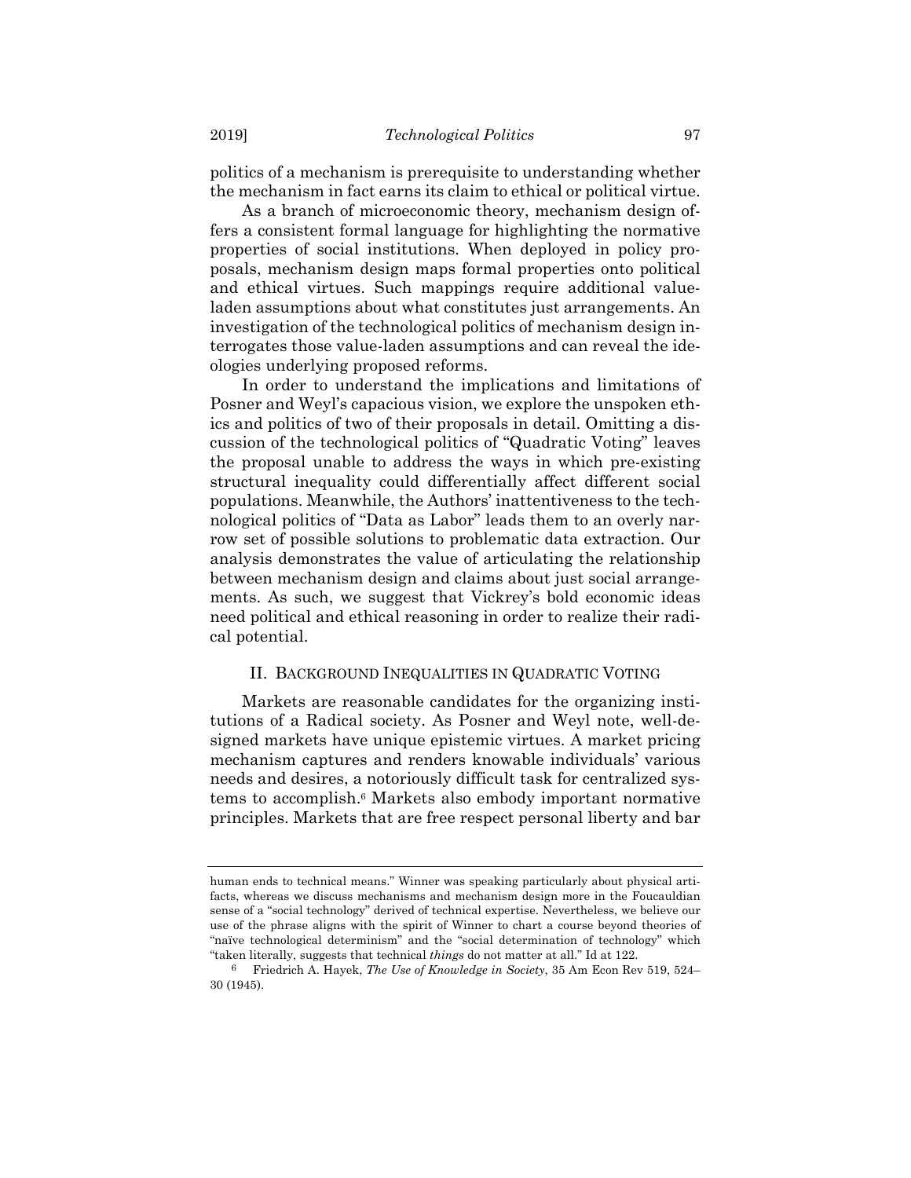politics of a mechanism is prerequisite to understanding whether the mechanism in fact earns its claim to ethical or political virtue.

As a branch of microeconomic theory, mechanism design offers a consistent formal language for highlighting the normative properties of social institutions. When deployed in policy proposals, mechanism design maps formal properties onto political and ethical virtues. Such mappings require additional value-laden assumptions about what constitutes just arrangements. An investigation of the technological politics of mechanism design interrogates those value-laden assumptions and can reveal the ideologies underlying proposed reforms.

In order to understand the implications and limitations of Posner and Weyl's capacious vision, we explore the unspoken ethics and politics of two of their proposals in detail. Omitting a discussion of the technological politics of "Quadratic Voting" leaves the proposal unable to address the ways in which pre-existing structural inequality could differentially affect different social populations. Meanwhile, the Authors' inattentiveness to the technological politics of "Data as Labor" leads them to an overly narrow set of possible solutions to problematic data extraction. Our analysis demonstrates the value of articulating the relationship between mechanism design and claims about just social arrangements. As such, we suggest that Vickrey's bold economic ideas need political and ethical reasoning in order to realize their radical potential.

## II. Background Inequalities in Quadratic Voting

Markets are reasonable candidates for the organizing institutions of a Radical society. As Posner and Weyl note, well-designed markets have unique epistemic virtues. A market pricing mechanism captures and renders knowable individuals' various needs and desires, a notoriously difficult task for centralized systems to accomplish.[6] Markets also embody important normative principles. Markets that are free respect personal liberty and bar

---

human ends to technical means." Winner was speaking particularly about physical artifacts, whereas we discuss mechanisms and mechanism design more in the Foucauldian sense of a "social technology" derived of technical expertise. Nevertheless, we believe our use of the phrase aligns with the spirit of Winner to chart a course beyond theories of "naïve technological determinism" and the "social determination of technology" which "taken literally, suggests that technical *things* do not matter at all." Id at 122.

[6] Friedrich A. Hayek, *The Use of Knowledge in Society*, 35 Am Econ Rev 519, 524–30 (1945).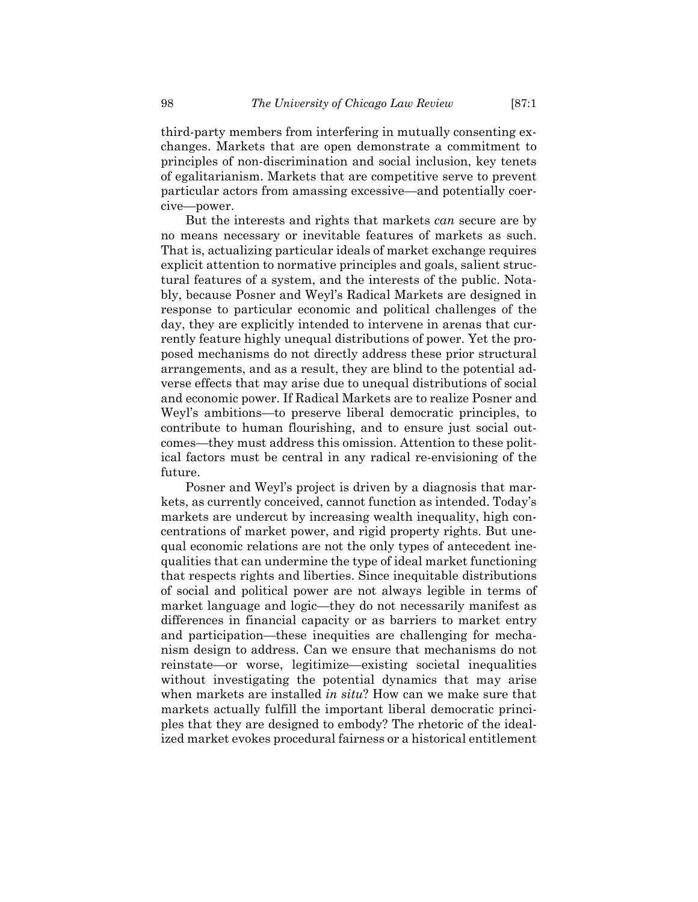third-party members from interfering in mutually consenting exchanges. Markets that are open demonstrate a commitment to principles of non-discrimination and social inclusion, key tenets of egalitarianism. Markets that are competitive serve to prevent particular actors from amassing excessive—and potentially coercive—power.

But the interests and rights that markets *can* secure are by no means necessary or inevitable features of markets as such. That is, actualizing particular ideals of market exchange requires explicit attention to normative principles and goals, salient structural features of a system, and the interests of the public. Notably, because Posner and Weyl's Radical Markets are designed in response to particular economic and political challenges of the day, they are explicitly intended to intervene in arenas that currently feature highly unequal distributions of power. Yet the proposed mechanisms do not directly address these prior structural arrangements, and as a result, they are blind to the potential adverse effects that may arise due to unequal distributions of social and economic power. If Radical Markets are to realize Posner and Weyl's ambitions—to preserve liberal democratic principles, to contribute to human flourishing, and to ensure just social outcomes—they must address this omission. Attention to these political factors must be central in any radical re-envisioning of the future.

Posner and Weyl's project is driven by a diagnosis that markets, as currently conceived, cannot function as intended. Today's markets are undercut by increasing wealth inequality, high concentrations of market power, and rigid property rights. But unequal economic relations are not the only types of antecedent inequalities that can undermine the type of ideal market functioning that respects rights and liberties. Since inequitable distributions of social and political power are not always legible in terms of market language and logic—they do not necessarily manifest as differences in financial capacity or as barriers to market entry and participation—these inequities are challenging for mechanism design to address. Can we ensure that mechanisms do not reinstate—or worse, legitimize—existing societal inequalities without investigating the potential dynamics that may arise when markets are installed *in situ*? How can we make sure that markets actually fulfill the important liberal democratic principles that they are designed to embody? The rhetoric of the idealized market evokes procedural fairness or a historical entitlement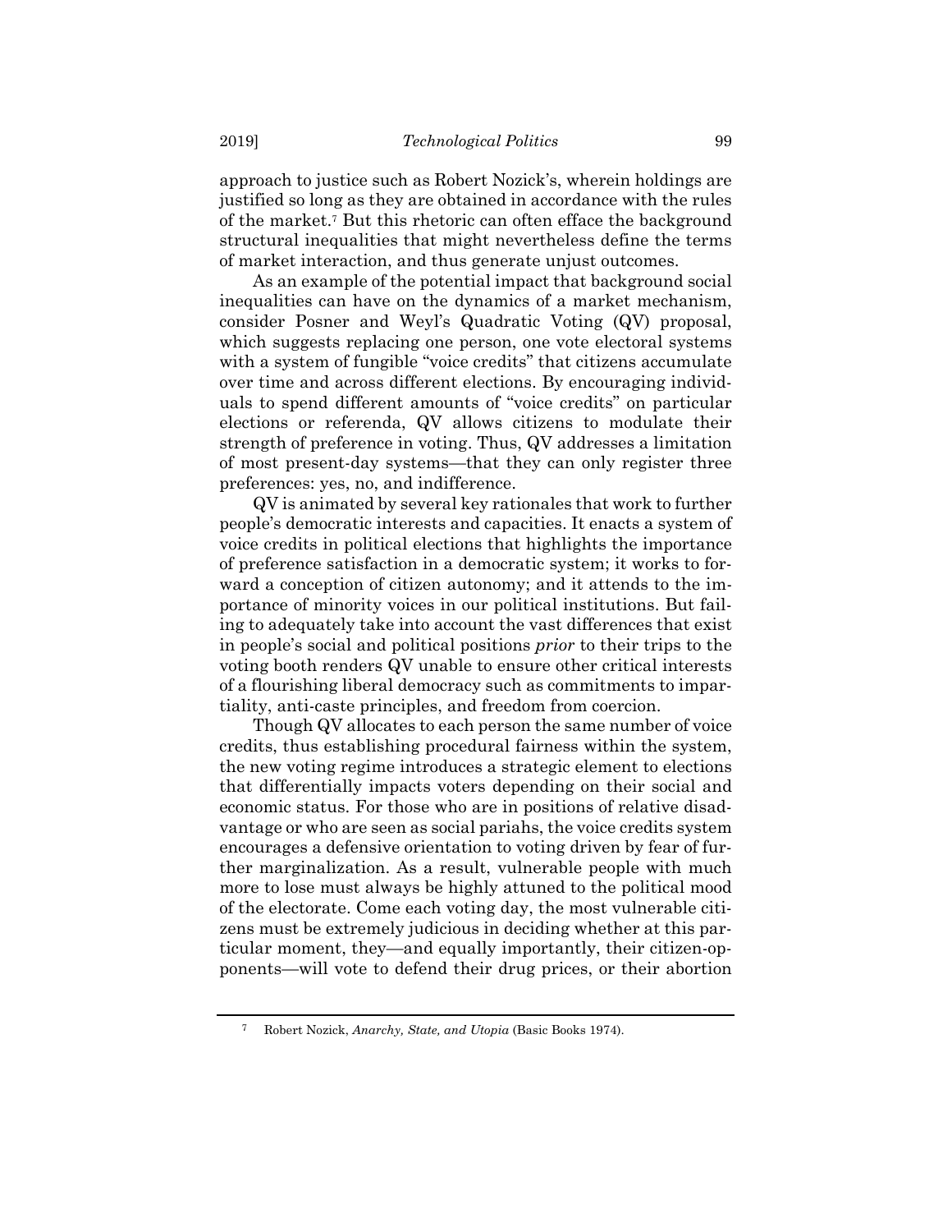approach to justice such as Robert Nozick's, wherein holdings are justified so long as they are obtained in accordance with the rules of the market.[7] But this rhetoric can often efface the background structural inequalities that might nevertheless define the terms of market interaction, and thus generate unjust outcomes.

As an example of the potential impact that background social inequalities can have on the dynamics of a market mechanism, consider Posner and Weyl's Quadratic Voting (QV) proposal, which suggests replacing one person, one vote electoral systems with a system of fungible "voice credits" that citizens accumulate over time and across different elections. By encouraging individuals to spend different amounts of "voice credits" on particular elections or referenda, QV allows citizens to modulate their strength of preference in voting. Thus, QV addresses a limitation of most present-day systems—that they can only register three preferences: yes, no, and indifference.

QV is animated by several key rationales that work to further people's democratic interests and capacities. It enacts a system of voice credits in political elections that highlights the importance of preference satisfaction in a democratic system; it works to forward a conception of citizen autonomy; and it attends to the importance of minority voices in our political institutions. But failing to adequately take into account the vast differences that exist in people's social and political positions *prior* to their trips to the voting booth renders QV unable to ensure other critical interests of a flourishing liberal democracy such as commitments to impartiality, anti-caste principles, and freedom from coercion.

Though QV allocates to each person the same number of voice credits, thus establishing procedural fairness within the system, the new voting regime introduces a strategic element to elections that differentially impacts voters depending on their social and economic status. For those who are in positions of relative disadvantage or who are seen as social pariahs, the voice credits system encourages a defensive orientation to voting driven by fear of further marginalization. As a result, vulnerable people with much more to lose must always be highly attuned to the political mood of the electorate. Come each voting day, the most vulnerable citizens must be extremely judicious in deciding whether at this particular moment, they—and equally importantly, their citizen-opponents—will vote to defend their drug prices, or their abortion

[7] Robert Nozick, *Anarchy, State, and Utopia* (Basic Books 1974).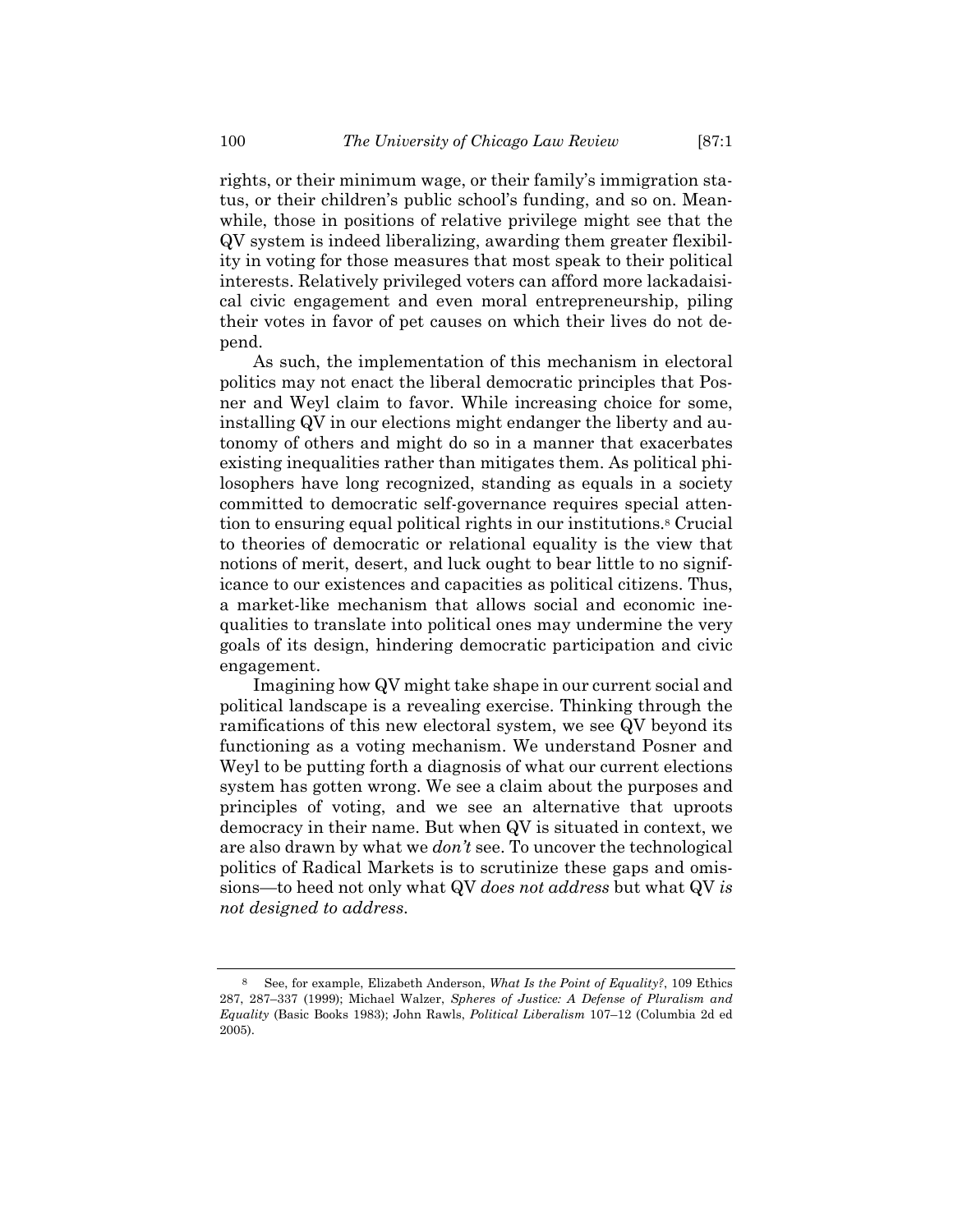rights, or their minimum wage, or their family's immigration status, or their children's public school's funding, and so on. Meanwhile, those in positions of relative privilege might see that the QV system is indeed liberalizing, awarding them greater flexibility in voting for those measures that most speak to their political interests. Relatively privileged voters can afford more lackadaisical civic engagement and even moral entrepreneurship, piling their votes in favor of pet causes on which their lives do not depend.

As such, the implementation of this mechanism in electoral politics may not enact the liberal democratic principles that Posner and Weyl claim to favor. While increasing choice for some, installing QV in our elections might endanger the liberty and autonomy of others and might do so in a manner that exacerbates existing inequalities rather than mitigates them. As political philosophers have long recognized, standing as equals in a society committed to democratic self-governance requires special attention to ensuring equal political rights in our institutions.[8] Crucial to theories of democratic or relational equality is the view that notions of merit, desert, and luck ought to bear little to no significance to our existences and capacities as political citizens. Thus, a market-like mechanism that allows social and economic inequalities to translate into political ones may undermine the very goals of its design, hindering democratic participation and civic engagement.

Imagining how QV might take shape in our current social and political landscape is a revealing exercise. Thinking through the ramifications of this new electoral system, we see QV beyond its functioning as a voting mechanism. We understand Posner and Weyl to be putting forth a diagnosis of what our current elections system has gotten wrong. We see a claim about the purposes and principles of voting, and we see an alternative that uproots democracy in their name. But when QV is situated in context, we are also drawn by what we *don't* see. To uncover the technological politics of Radical Markets is to scrutinize these gaps and omissions—to heed not only what QV *does not address* but what QV *is not designed to address*.

---

[8] See, for example, Elizabeth Anderson, *What Is the Point of Equality?*, 109 Ethics 287, 287–337 (1999); Michael Walzer, *Spheres of Justice: A Defense of Pluralism and Equality* (Basic Books 1983); John Rawls, *Political Liberalism* 107–12 (Columbia 2d ed 2005).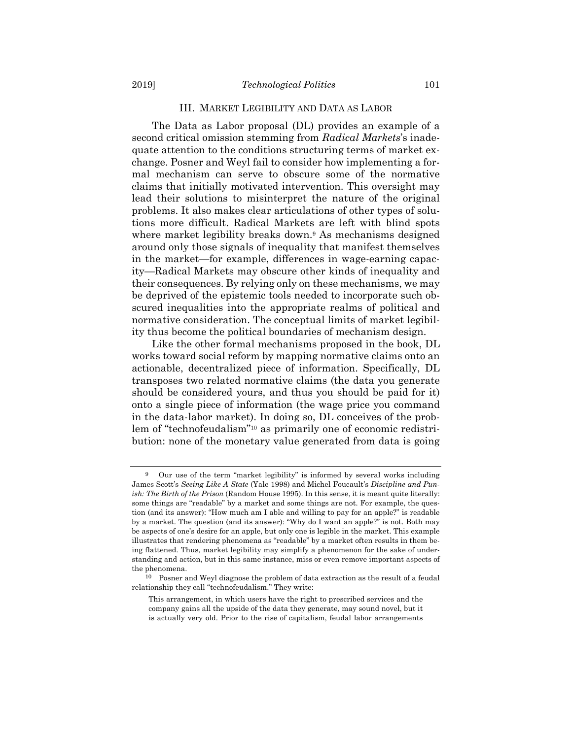## III. MARKET LEGIBILITY AND DATA AS LABOR

The Data as Labor proposal (DL) provides an example of a second critical omission stemming from *Radical Markets*'s inadequate attention to the conditions structuring terms of market exchange. Posner and Weyl fail to consider how implementing a formal mechanism can serve to obscure some of the normative claims that initially motivated intervention. This oversight may lead their solutions to misinterpret the nature of the original problems. It also makes clear articulations of other types of solutions more difficult. Radical Markets are left with blind spots where market legibility breaks down.[9] As mechanisms designed around only those signals of inequality that manifest themselves in the market—for example, differences in wage-earning capacity—Radical Markets may obscure other kinds of inequality and their consequences. By relying only on these mechanisms, we may be deprived of the epistemic tools needed to incorporate such obscured inequalities into the appropriate realms of political and normative consideration. The conceptual limits of market legibility thus become the political boundaries of mechanism design.

Like the other formal mechanisms proposed in the book, DL works toward social reform by mapping normative claims onto an actionable, decentralized piece of information. Specifically, DL transposes two related normative claims (the data you generate should be considered yours, and thus you should be paid for it) onto a single piece of information (the wage price you command in the data-labor market). In doing so, DL conceives of the problem of "technofeudalism"[10] as primarily one of economic redistribution: none of the monetary value generated from data is going

---

[9] Our use of the term "market legibility" is informed by several works including James Scott's *Seeing Like A State* (Yale 1998) and Michel Foucault's *Discipline and Punish: The Birth of the Prison* (Random House 1995). In this sense, it is meant quite literally: some things are "readable" by a market and some things are not. For example, the question (and its answer): "How much am I able and willing to pay for an apple?" is readable by a market. The question (and its answer): "Why do I want an apple?" is not. Both may be aspects of one's desire for an apple, but only one is legible in the market. This example illustrates that rendering phenomena as "readable" by a market often results in them being flattened. Thus, market legibility may simplify a phenomenon for the sake of understanding and action, but in this same instance, miss or even remove important aspects of the phenomena.

[10] Posner and Weyl diagnose the problem of data extraction as the result of a feudal relationship they call "technofeudalism." They write:

> This arrangement, in which users have the right to prescribed services and the company gains all the upside of the data they generate, may sound novel, but it is actually very old. Prior to the rise of capitalism, feudal labor arrangements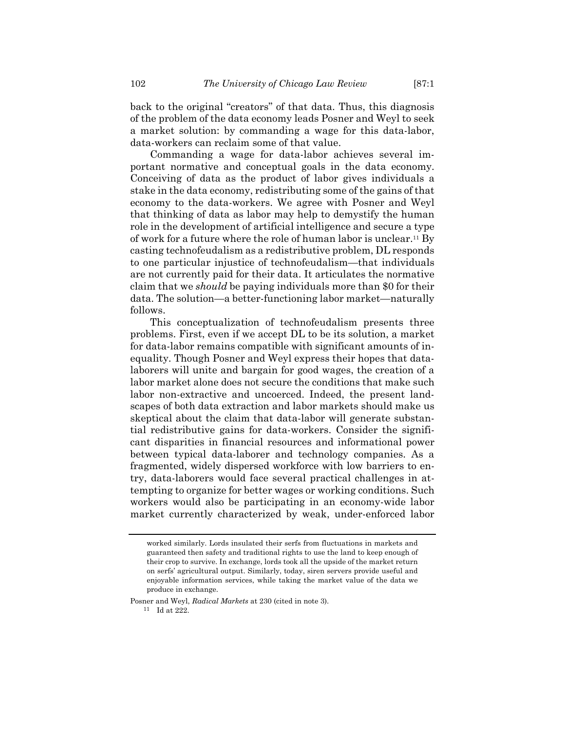back to the original "creators" of that data. Thus, this diagnosis of the problem of the data economy leads Posner and Weyl to seek a market solution: by commanding a wage for this data-labor, data-workers can reclaim some of that value.

Commanding a wage for data-labor achieves several important normative and conceptual goals in the data economy. Conceiving of data as the product of labor gives individuals a stake in the data economy, redistributing some of the gains of that economy to the data-workers. We agree with Posner and Weyl that thinking of data as labor may help to demystify the human role in the development of artificial intelligence and secure a type of work for a future where the role of human labor is unclear.[11] By casting technofeudalism as a redistributive problem, DL responds to one particular injustice of technofeudalism—that individuals are not currently paid for their data. It articulates the normative claim that we *should* be paying individuals more than $0 for their data. The solution—a better-functioning labor market—naturally follows.

This conceptualization of technofeudalism presents three problems. First, even if we accept DL to be its solution, a market for data-labor remains compatible with significant amounts of inequality. Though Posner and Weyl express their hopes that data-laborers will unite and bargain for good wages, the creation of a labor market alone does not secure the conditions that make such labor non-extractive and uncoerced. Indeed, the present landscapes of both data extraction and labor markets should make us skeptical about the claim that data-labor will generate substantial redistributive gains for data-workers. Consider the significant disparities in financial resources and informational power between typical data-laborer and technology companies. As a fragmented, widely dispersed workforce with low barriers to entry, data-laborers would face several practical challenges in attempting to organize for better wages or working conditions. Such workers would also be participating in an economy-wide labor market currently characterized by weak, under-enforced labor

---

worked similarly. Lords insulated their serfs from fluctuations in markets and guaranteed then safety and traditional rights to use the land to keep enough of their crop to survive. In exchange, lords took all the upside of the market return on serfs' agricultural output. Similarly, today, siren servers provide useful and enjoyable information services, while taking the market value of the data we produce in exchange.

Posner and Weyl, *Radical Markets* at 230 (cited in note 3).

[11] Id at 222.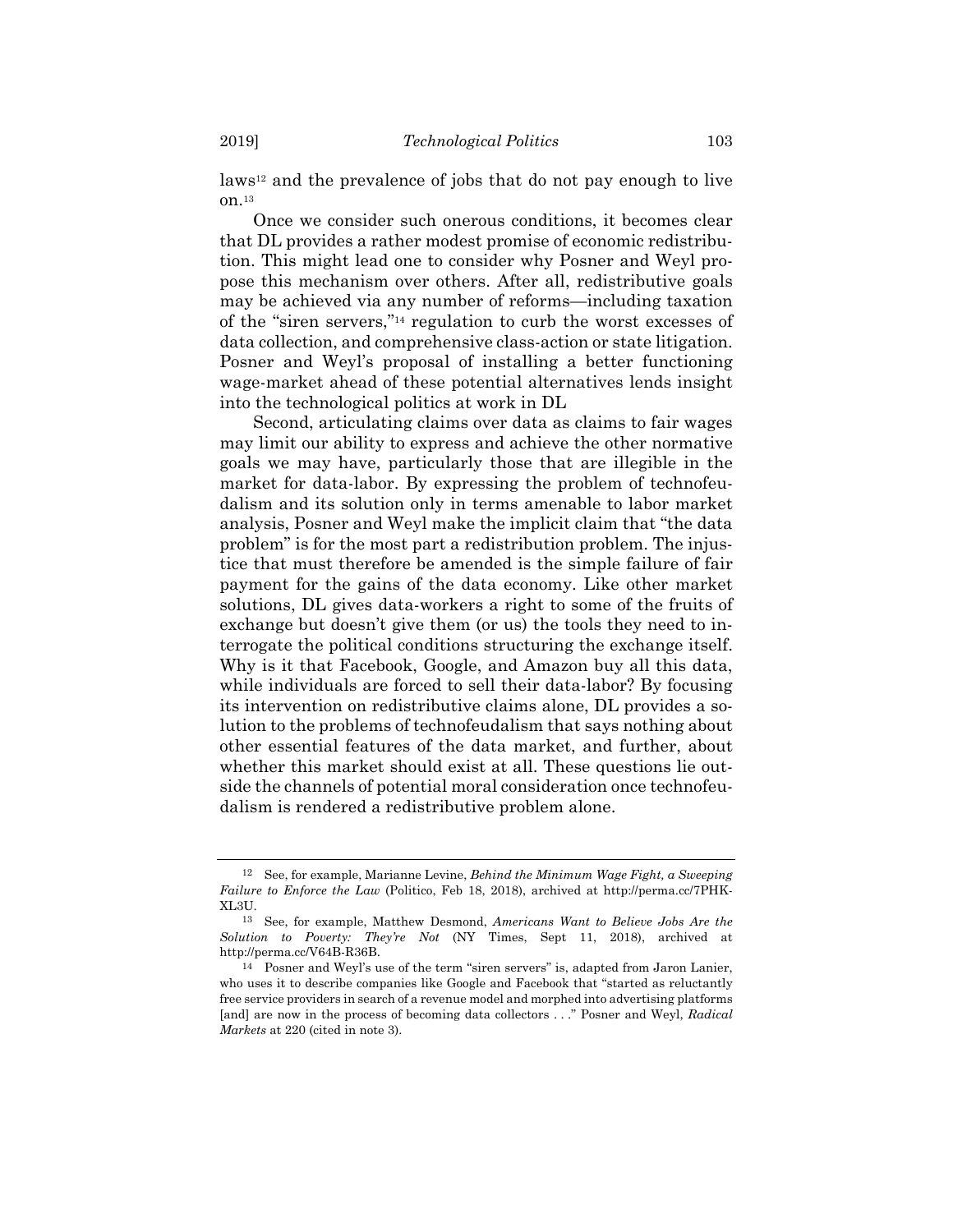laws[12] and the prevalence of jobs that do not pay enough to live on.[13]

Once we consider such onerous conditions, it becomes clear that DL provides a rather modest promise of economic redistribution. This might lead one to consider why Posner and Weyl propose this mechanism over others. After all, redistributive goals may be achieved via any number of reforms—including taxation of the "siren servers,"[14] regulation to curb the worst excesses of data collection, and comprehensive class-action or state litigation. Posner and Weyl's proposal of installing a better functioning wage-market ahead of these potential alternatives lends insight into the technological politics at work in DL

Second, articulating claims over data as claims to fair wages may limit our ability to express and achieve the other normative goals we may have, particularly those that are illegible in the market for data-labor. By expressing the problem of technofeudalism and its solution only in terms amenable to labor market analysis, Posner and Weyl make the implicit claim that "the data problem" is for the most part a redistribution problem. The injustice that must therefore be amended is the simple failure of fair payment for the gains of the data economy. Like other market solutions, DL gives data-workers a right to some of the fruits of exchange but doesn't give them (or us) the tools they need to interrogate the political conditions structuring the exchange itself. Why is it that Facebook, Google, and Amazon buy all this data, while individuals are forced to sell their data-labor? By focusing its intervention on redistributive claims alone, DL provides a solution to the problems of technofeudalism that says nothing about other essential features of the data market, and further, about whether this market should exist at all. These questions lie outside the channels of potential moral consideration once technofeudalism is rendered a redistributive problem alone.

---

[12] See, for example, Marianne Levine, *Behind the Minimum Wage Fight, a Sweeping Failure to Enforce the Law* (Politico, Feb 18, 2018), archived at http://perma.cc/7PHK-XL3U.

[13] See, for example, Matthew Desmond, *Americans Want to Believe Jobs Are the Solution to Poverty: They're Not* (NY Times, Sept 11, 2018), archived at http://perma.cc/V64B-R36B.

[14] Posner and Weyl's use of the term "siren servers" is, adapted from Jaron Lanier, who uses it to describe companies like Google and Facebook that "started as reluctantly free service providers in search of a revenue model and morphed into advertising platforms [and] are now in the process of becoming data collectors . . ." Posner and Weyl, *Radical Markets* at 220 (cited in note 3).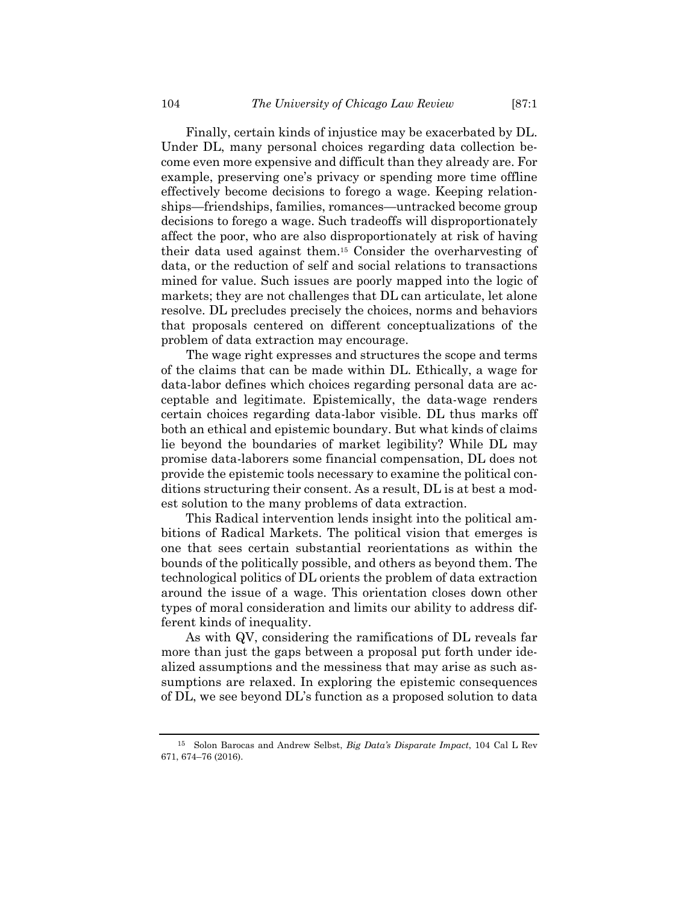Finally, certain kinds of injustice may be exacerbated by DL. Under DL, many personal choices regarding data collection become even more expensive and difficult than they already are. For example, preserving one's privacy or spending more time offline effectively become decisions to forego a wage. Keeping relationships—friendships, families, romances—untracked become group decisions to forego a wage. Such tradeoffs will disproportionately affect the poor, who are also disproportionately at risk of having their data used against them.[15] Consider the overharvesting of data, or the reduction of self and social relations to transactions mined for value. Such issues are poorly mapped into the logic of markets; they are not challenges that DL can articulate, let alone resolve. DL precludes precisely the choices, norms and behaviors that proposals centered on different conceptualizations of the problem of data extraction may encourage.

The wage right expresses and structures the scope and terms of the claims that can be made within DL. Ethically, a wage for data-labor defines which choices regarding personal data are acceptable and legitimate. Epistemically, the data-wage renders certain choices regarding data-labor visible. DL thus marks off both an ethical and epistemic boundary. But what kinds of claims lie beyond the boundaries of market legibility? While DL may promise data-laborers some financial compensation, DL does not provide the epistemic tools necessary to examine the political conditions structuring their consent. As a result, DL is at best a modest solution to the many problems of data extraction.

This Radical intervention lends insight into the political ambitions of Radical Markets. The political vision that emerges is one that sees certain substantial reorientations as within the bounds of the politically possible, and others as beyond them. The technological politics of DL orients the problem of data extraction around the issue of a wage. This orientation closes down other types of moral consideration and limits our ability to address different kinds of inequality.

As with QV, considering the ramifications of DL reveals far more than just the gaps between a proposal put forth under idealized assumptions and the messiness that may arise as such assumptions are relaxed. In exploring the epistemic consequences of DL, we see beyond DL's function as a proposed solution to data

---

[15] Solon Barocas and Andrew Selbst, *Big Data's Disparate Impact*, 104 Cal L Rev 671, 674–76 (2016).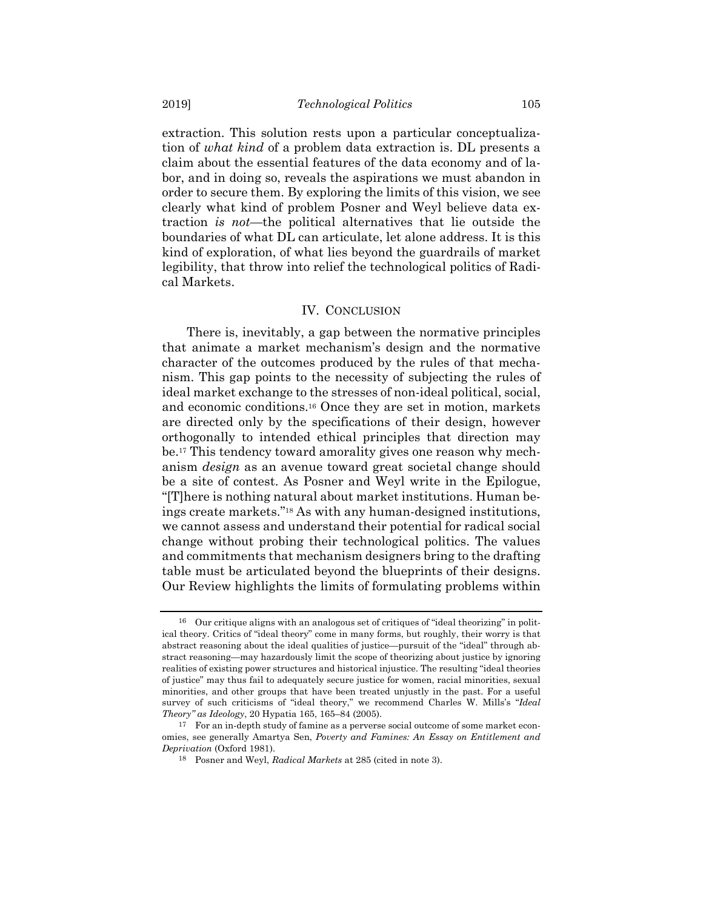extraction. This solution rests upon a particular conceptualization of *what kind* of a problem data extraction is. DL presents a claim about the essential features of the data economy and of labor, and in doing so, reveals the aspirations we must abandon in order to secure them. By exploring the limits of this vision, we see clearly what kind of problem Posner and Weyl believe data extraction *is not*—the political alternatives that lie outside the boundaries of what DL can articulate, let alone address. It is this kind of exploration, of what lies beyond the guardrails of market legibility, that throw into relief the technological politics of Radical Markets.

## IV. CONCLUSION

There is, inevitably, a gap between the normative principles that animate a market mechanism's design and the normative character of the outcomes produced by the rules of that mechanism. This gap points to the necessity of subjecting the rules of ideal market exchange to the stresses of non-ideal political, social, and economic conditions.[16] Once they are set in motion, markets are directed only by the specifications of their design, however orthogonally to intended ethical principles that direction may be.[17] This tendency toward amorality gives one reason why mechanism *design* as an avenue toward great societal change should be a site of contest. As Posner and Weyl write in the Epilogue, "[T]here is nothing natural about market institutions. Human beings create markets."[18] As with any human-designed institutions, we cannot assess and understand their potential for radical social change without probing their technological politics. The values and commitments that mechanism designers bring to the drafting table must be articulated beyond the blueprints of their designs. Our Review highlights the limits of formulating problems within

---

[16] Our critique aligns with an analogous set of critiques of "ideal theorizing" in political theory. Critics of "ideal theory" come in many forms, but roughly, their worry is that abstract reasoning about the ideal qualities of justice—pursuit of the "ideal" through abstract reasoning—may hazardously limit the scope of theorizing about justice by ignoring realities of existing power structures and historical injustice. The resulting "ideal theories of justice" may thus fail to adequately secure justice for women, racial minorities, sexual minorities, and other groups that have been treated unjustly in the past. For a useful survey of such criticisms of "ideal theory," we recommend Charles W. Mills's "*Ideal Theory" as Ideology*, 20 Hypatia 165, 165–84 (2005).

[17] For an in-depth study of famine as a perverse social outcome of some market economies, see generally Amartya Sen, *Poverty and Famines: An Essay on Entitlement and Deprivation* (Oxford 1981).

[18] Posner and Weyl, *Radical Markets* at 285 (cited in note 3).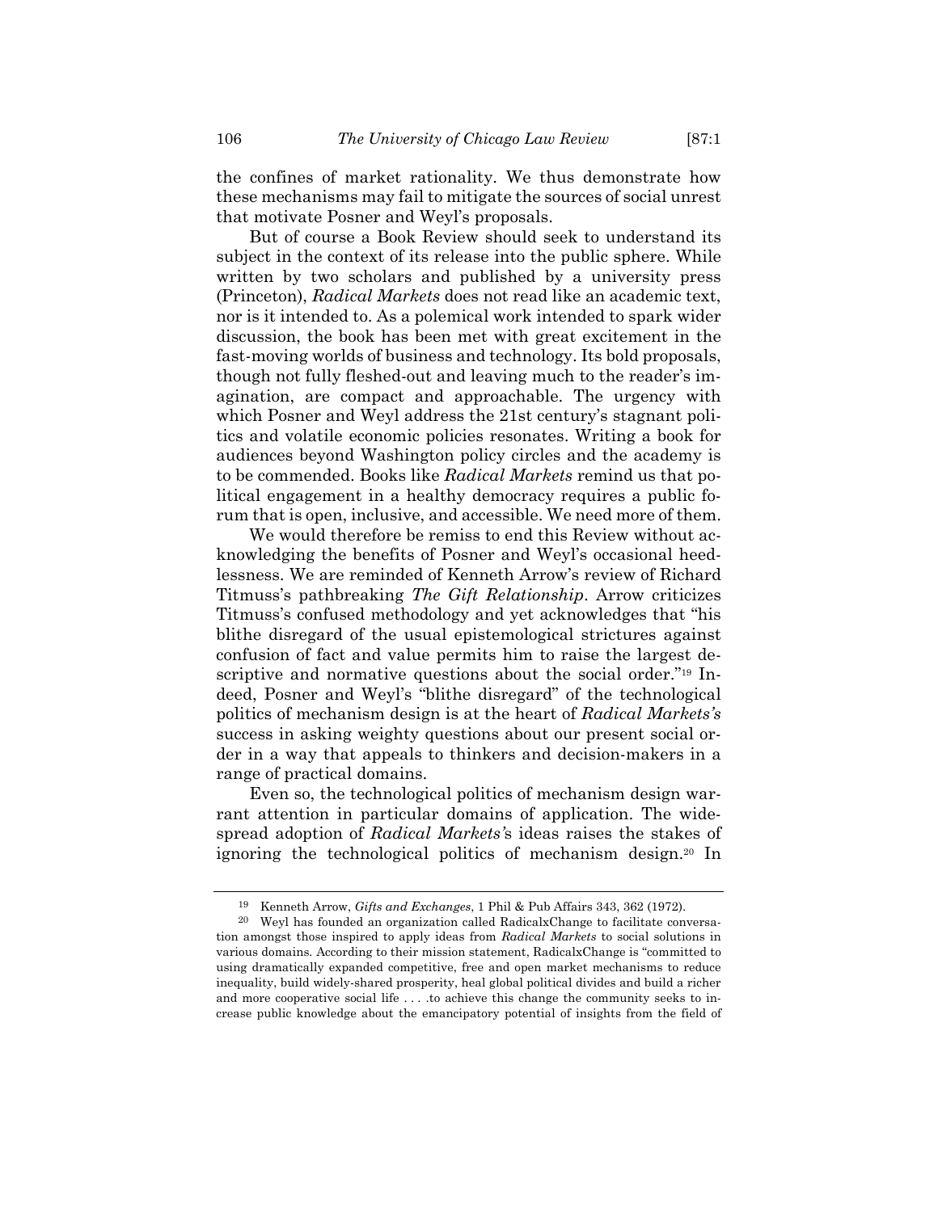the confines of market rationality. We thus demonstrate how these mechanisms may fail to mitigate the sources of social unrest that motivate Posner and Weyl's proposals.

But of course a Book Review should seek to understand its subject in the context of its release into the public sphere. While written by two scholars and published by a university press (Princeton), *Radical Markets* does not read like an academic text, nor is it intended to. As a polemical work intended to spark wider discussion, the book has been met with great excitement in the fast-moving worlds of business and technology. Its bold proposals, though not fully fleshed-out and leaving much to the reader's imagination, are compact and approachable. The urgency with which Posner and Weyl address the 21st century's stagnant politics and volatile economic policies resonates. Writing a book for audiences beyond Washington policy circles and the academy is to be commended. Books like *Radical Markets* remind us that political engagement in a healthy democracy requires a public forum that is open, inclusive, and accessible. We need more of them.

We would therefore be remiss to end this Review without acknowledging the benefits of Posner and Weyl's occasional heedlessness. We are reminded of Kenneth Arrow's review of Richard Titmuss's pathbreaking *The Gift Relationship*. Arrow criticizes Titmuss's confused methodology and yet acknowledges that "his blithe disregard of the usual epistemological strictures against confusion of fact and value permits him to raise the largest descriptive and normative questions about the social order."[19] Indeed, Posner and Weyl's "blithe disregard" of the technological politics of mechanism design is at the heart of *Radical Markets's* success in asking weighty questions about our present social order in a way that appeals to thinkers and decision-makers in a range of practical domains.

Even so, the technological politics of mechanism design warrant attention in particular domains of application. The widespread adoption of *Radical Markets*'s ideas raises the stakes of ignoring the technological politics of mechanism design.[20] In

---

[19] Kenneth Arrow, *Gifts and Exchanges*, 1 Phil & Pub Affairs 343, 362 (1972).

[20] Weyl has founded an organization called RadicalxChange to facilitate conversation amongst those inspired to apply ideas from *Radical Markets* to social solutions in various domains. According to their mission statement, RadicalxChange is "committed to using dramatically expanded competitive, free and open market mechanisms to reduce inequality, build widely-shared prosperity, heal global political divides and build a richer and more cooperative social life . . . .to achieve this change the community seeks to increase public knowledge about the emancipatory potential of insights from the field of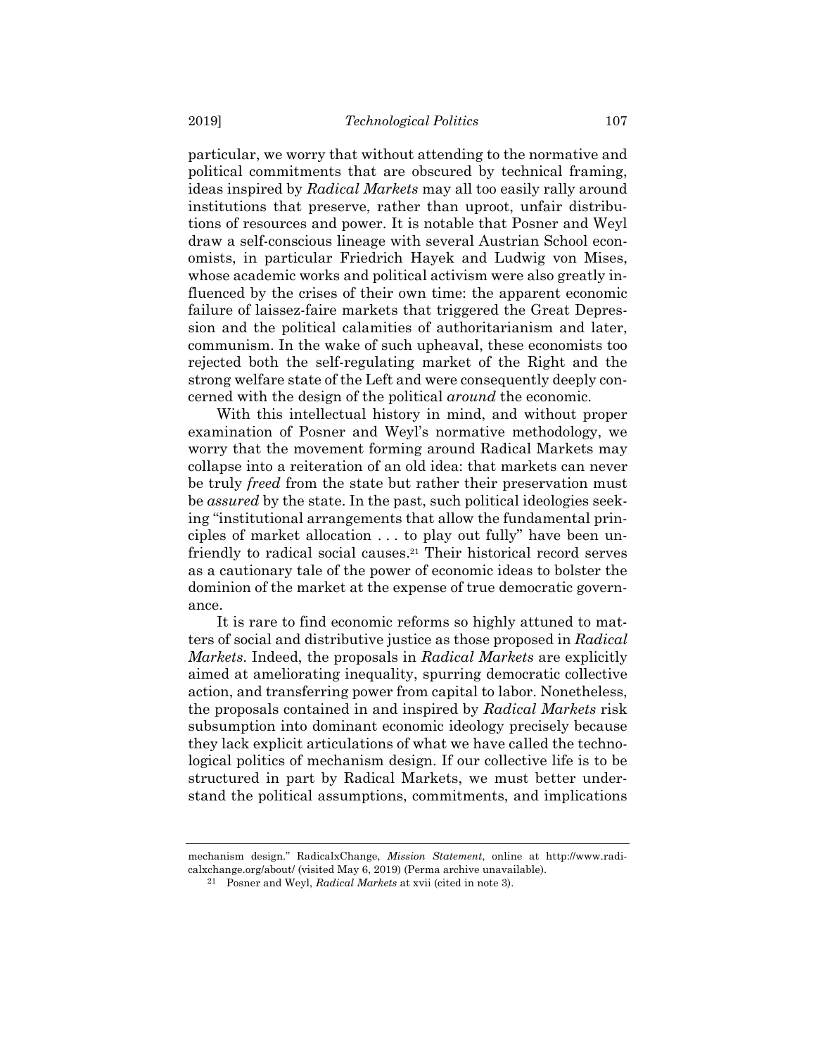particular, we worry that without attending to the normative and political commitments that are obscured by technical framing, ideas inspired by *Radical Markets* may all too easily rally around institutions that preserve, rather than uproot, unfair distributions of resources and power. It is notable that Posner and Weyl draw a self-conscious lineage with several Austrian School economists, in particular Friedrich Hayek and Ludwig von Mises, whose academic works and political activism were also greatly influenced by the crises of their own time: the apparent economic failure of laissez-faire markets that triggered the Great Depression and the political calamities of authoritarianism and later, communism. In the wake of such upheaval, these economists too rejected both the self-regulating market of the Right and the strong welfare state of the Left and were consequently deeply concerned with the design of the political *around* the economic.

With this intellectual history in mind, and without proper examination of Posner and Weyl's normative methodology, we worry that the movement forming around Radical Markets may collapse into a reiteration of an old idea: that markets can never be truly *freed* from the state but rather their preservation must be *assured* by the state. In the past, such political ideologies seeking "institutional arrangements that allow the fundamental principles of market allocation . . . to play out fully" have been unfriendly to radical social causes.[21] Their historical record serves as a cautionary tale of the power of economic ideas to bolster the dominion of the market at the expense of true democratic governance.

It is rare to find economic reforms so highly attuned to matters of social and distributive justice as those proposed in *Radical Markets*. Indeed, the proposals in *Radical Markets* are explicitly aimed at ameliorating inequality, spurring democratic collective action, and transferring power from capital to labor. Nonetheless, the proposals contained in and inspired by *Radical Markets* risk subsumption into dominant economic ideology precisely because they lack explicit articulations of what we have called the technological politics of mechanism design. If our collective life is to be structured in part by Radical Markets, we must better understand the political assumptions, commitments, and implications

---

mechanism design." RadicalxChange, *Mission Statement*, online at http://www.radicalxchange.org/about/ (visited May 6, 2019) (Perma archive unavailable).

[21] Posner and Weyl, *Radical Markets* at xvii (cited in note 3).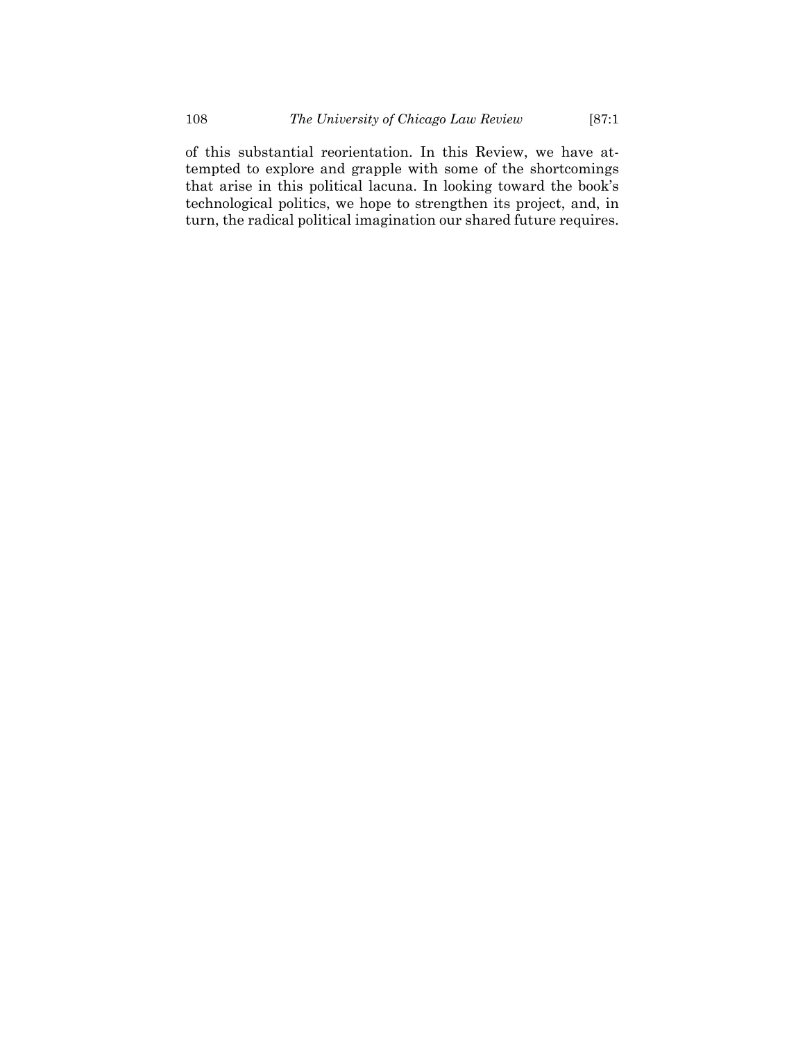of this substantial reorientation. In this Review, we have attempted to explore and grapple with some of the shortcomings that arise in this political lacuna. In looking toward the book's technological politics, we hope to strengthen its project, and, in turn, the radical political imagination our shared future requires.